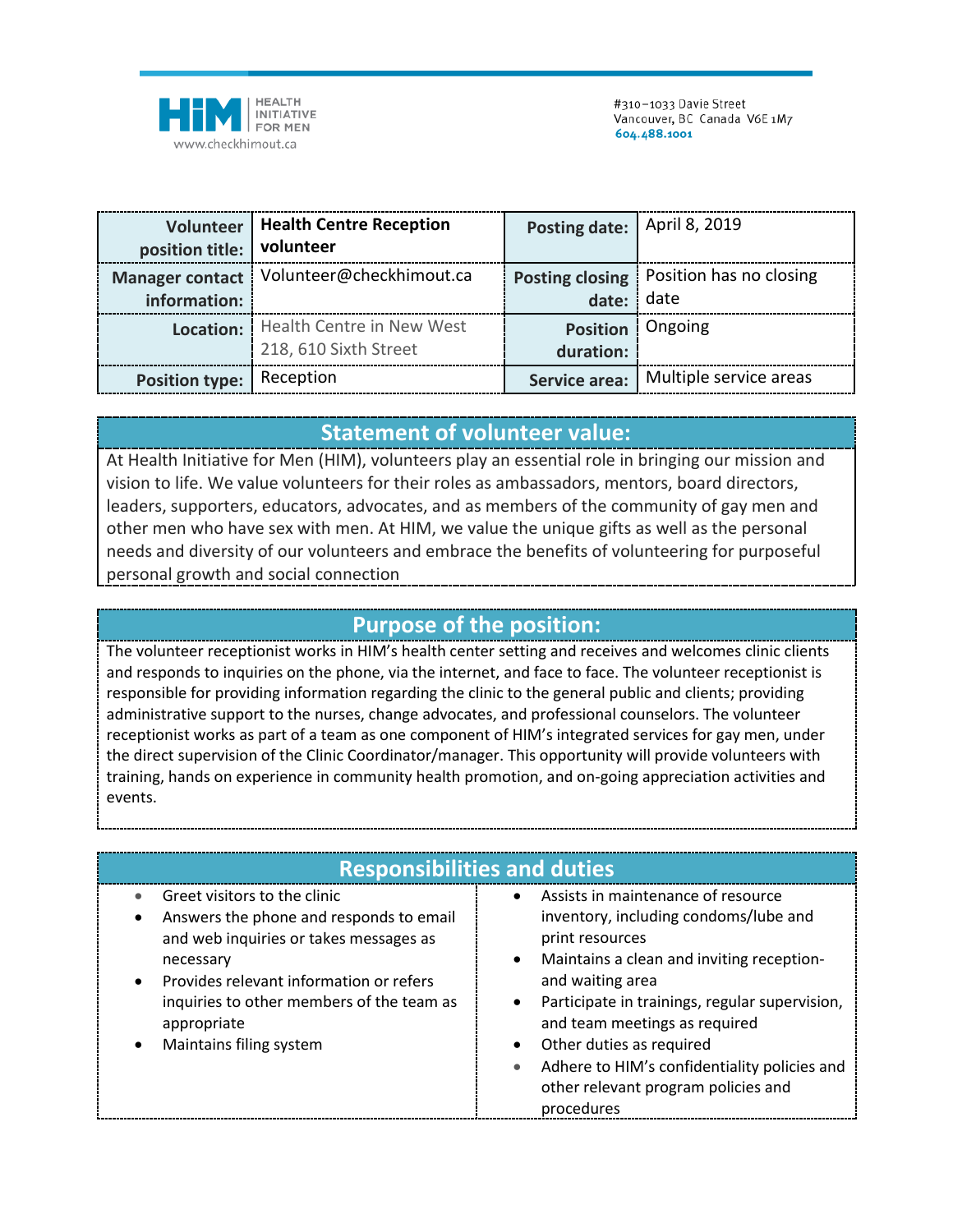HiM | HEALTH INITIATIVE FOR MEN
www.checkhimout.ca

#310–1033 Davie Street
Vancouver, BC Canada V6E 1M7
604.488.1001

| Volunteer position title: | Health Centre Reception volunteer | Posting date: | April 8, 2019 |
|---|---|---|---|
| Manager contact information: | Volunteer@checkhimout.ca | Posting closing date: | Position has no closing date |
| Location: | Health Centre in New West 218, 610 Sixth Street | Position duration: | Ongoing |
| Position type: | Reception | Service area: | Multiple service areas |

## Statement of volunteer value:

At Health Initiative for Men (HIM), volunteers play an essential role in bringing our mission and vision to life. We value volunteers for their roles as ambassadors, mentors, board directors, leaders, supporters, educators, advocates, and as members of the community of gay men and other men who have sex with men. At HIM, we value the unique gifts as well as the personal needs and diversity of our volunteers and embrace the benefits of volunteering for purposeful personal growth and social connection

## Purpose of the position:

The volunteer receptionist works in HIM's health center setting and receives and welcomes clinic clients and responds to inquiries on the phone, via the internet, and face to face. The volunteer receptionist is responsible for providing information regarding the clinic to the general public and clients; providing administrative support to the nurses, change advocates, and professional counselors. The volunteer receptionist works as part of a team as one component of HIM's integrated services for gay men, under the direct supervision of the Clinic Coordinator/manager. This opportunity will provide volunteers with training, hands on experience in community health promotion, and on-going appreciation activities and events.

## Responsibilities and duties

- Greet visitors to the clinic
- Answers the phone and responds to email and web inquiries or takes messages as necessary
- Provides relevant information or refers inquiries to other members of the team as appropriate
- Maintains filing system
- Assists in maintenance of resource inventory, including condoms/lube and print resources
- Maintains a clean and inviting reception- and waiting area
- Participate in trainings, regular supervision, and team meetings as required
- Other duties as required
- Adhere to HIM's confidentiality policies and other relevant program policies and procedures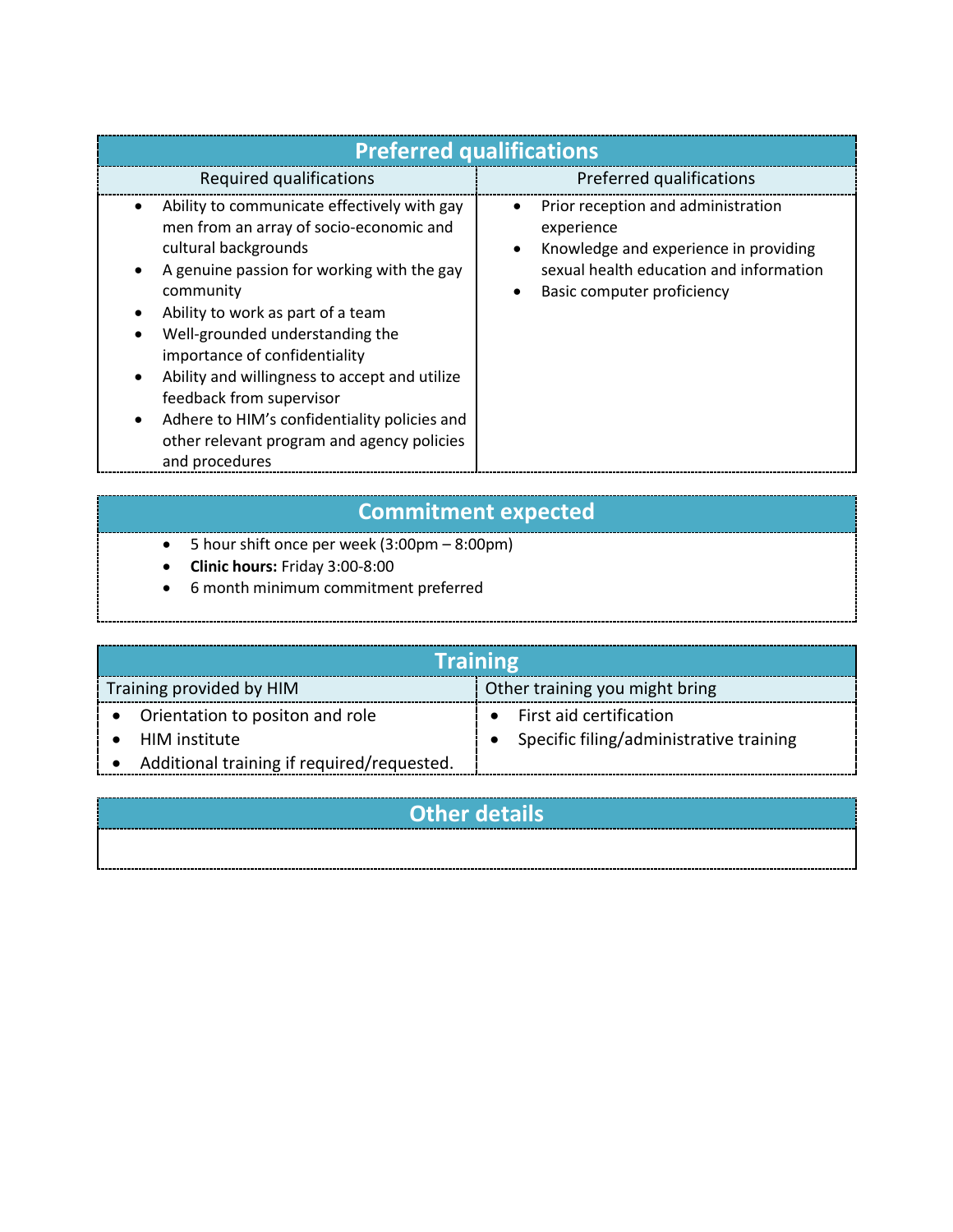## Preferred qualifications

| Required qualifications | Preferred qualifications |
| --- | --- |
| • Ability to communicate effectively with gay men from an array of socio-economic and cultural backgrounds<br>• A genuine passion for working with the gay community<br>• Ability to work as part of a team<br>• Well-grounded understanding the importance of confidentiality<br>• Ability and willingness to accept and utilize feedback from supervisor<br>• Adhere to HIM's confidentiality policies and other relevant program and agency policies and procedures | • Prior reception and administration experience<br>• Knowledge and experience in providing sexual health education and information<br>• Basic computer proficiency |

## Commitment expected

- 5 hour shift once per week (3:00pm – 8:00pm)
- **Clinic hours:** Friday 3:00-8:00
- 6 month minimum commitment preferred

## Training

| Training provided by HIM | Other training you might bring |
| --- | --- |
| • Orientation to positon and role<br>• HIM institute<br>• Additional training if required/requested. | • First aid certification<br>• Specific filing/administrative training |

## Other details